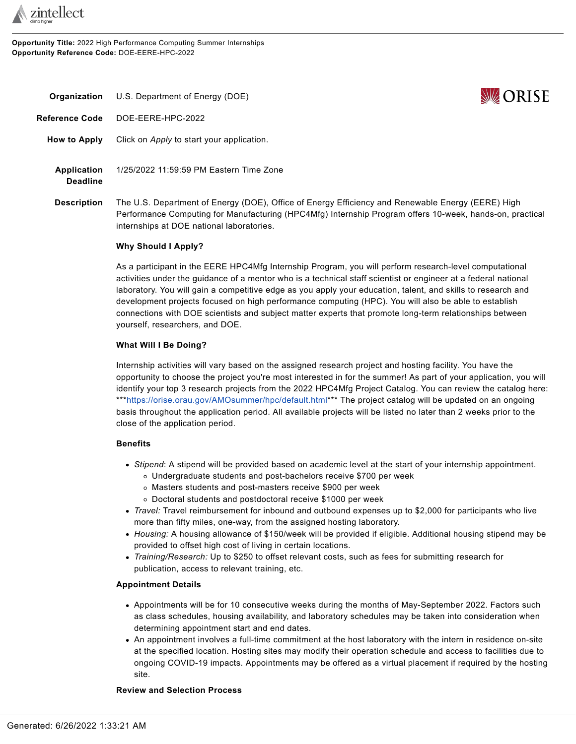**Opportunity Title:** 2022 High Performance Computing Summer Internships
**Opportunity Reference Code:** DOE-EERE-HPC-2022

**Organization** U.S. Department of Energy (DOE)

**Reference Code** DOE-EERE-HPC-2022

**How to Apply** Click on *Apply* to start your application.

**Application Deadline** 1/25/2022 11:59:59 PM Eastern Time Zone

**Description** The U.S. Department of Energy (DOE), Office of Energy Efficiency and Renewable Energy (EERE) High Performance Computing for Manufacturing (HPC4Mfg) Internship Program offers 10-week, hands-on, practical internships at DOE national laboratories.

**Why Should I Apply?**

As a participant in the EERE HPC4Mfg Internship Program, you will perform research-level computational activities under the guidance of a mentor who is a technical staff scientist or engineer at a federal national laboratory. You will gain a competitive edge as you apply your education, talent, and skills to research and development projects focused on high performance computing (HPC). You will also be able to establish connections with DOE scientists and subject matter experts that promote long-term relationships between yourself, researchers, and DOE.

**What Will I Be Doing?**

Internship activities will vary based on the assigned research project and hosting facility. You have the opportunity to choose the project you're most interested in for the summer! As part of your application, you will identify your top 3 research projects from the 2022 HPC4Mfg Project Catalog. You can review the catalog here: ***https://orise.orau.gov/AMOsummer/hpc/default.html*** The project catalog will be updated on an ongoing basis throughout the application period. All available projects will be listed no later than 2 weeks prior to the close of the application period.

**Benefits**

- *Stipend*: A stipend will be provided based on academic level at the start of your internship appointment.
  - Undergraduate students and post-bachelors receive $700 per week
  - Masters students and post-masters receive $900 per week
  - Doctoral students and postdoctoral receive $1000 per week
- *Travel:* Travel reimbursement for inbound and outbound expenses up to $2,000 for participants who live more than fifty miles, one-way, from the assigned hosting laboratory.
- *Housing:* A housing allowance of $150/week will be provided if eligible. Additional housing stipend may be provided to offset high cost of living in certain locations.
- *Training/Research:* Up to $250 to offset relevant costs, such as fees for submitting research for publication, access to relevant training, etc.

**Appointment Details**

- Appointments will be for 10 consecutive weeks during the months of May-September 2022. Factors such as class schedules, housing availability, and laboratory schedules may be taken into consideration when determining appointment start and end dates.
- An appointment involves a full-time commitment at the host laboratory with the intern in residence on-site at the specified location. Hosting sites may modify their operation schedule and access to facilities due to ongoing COVID-19 impacts. Appointments may be offered as a virtual placement if required by the hosting site.

**Review and Selection Process**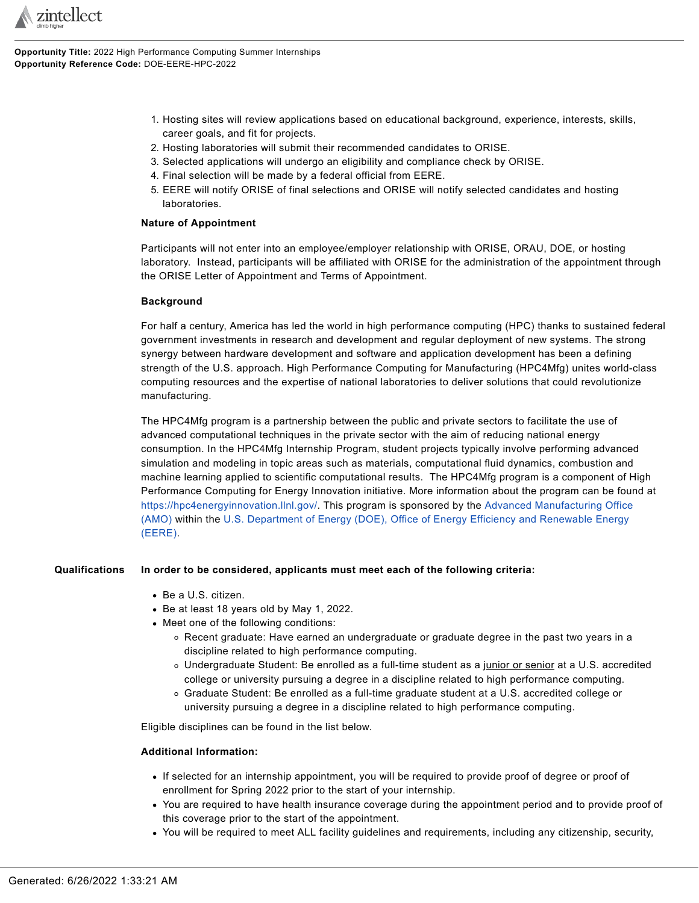1. Hosting sites will review applications based on educational background, experience, interests, skills, career goals, and fit for projects.
2. Hosting laboratories will submit their recommended candidates to ORISE.
3. Selected applications will undergo an eligibility and compliance check by ORISE.
4. Final selection will be made by a federal official from EERE.
5. EERE will notify ORISE of final selections and ORISE will notify selected candidates and hosting laboratories.

**Nature of Appointment**

Participants will not enter into an employee/employer relationship with ORISE, ORAU, DOE, or hosting laboratory. Instead, participants will be affiliated with ORISE for the administration of the appointment through the ORISE Letter of Appointment and Terms of Appointment.

**Background**

For half a century, America has led the world in high performance computing (HPC) thanks to sustained federal government investments in research and development and regular deployment of new systems. The strong synergy between hardware development and software and application development has been a defining strength of the U.S. approach. High Performance Computing for Manufacturing (HPC4Mfg) unites world-class computing resources and the expertise of national laboratories to deliver solutions that could revolutionize manufacturing.

The HPC4Mfg program is a partnership between the public and private sectors to facilitate the use of advanced computational techniques in the private sector with the aim of reducing national energy consumption. In the HPC4Mfg Internship Program, student projects typically involve performing advanced simulation and modeling in topic areas such as materials, computational fluid dynamics, combustion and machine learning applied to scientific computational results. The HPC4Mfg program is a component of High Performance Computing for Energy Innovation initiative. More information about the program can be found at https://hpc4energyinnovation.llnl.gov/. This program is sponsored by the Advanced Manufacturing Office (AMO) within the U.S. Department of Energy (DOE), Office of Energy Efficiency and Renewable Energy (EERE).

**Qualifications**

**In order to be considered, applicants must meet each of the following criteria:**

- Be a U.S. citizen.
- Be at least 18 years old by May 1, 2022.
- Meet one of the following conditions:
  - Recent graduate: Have earned an undergraduate or graduate degree in the past two years in a discipline related to high performance computing.
  - Undergraduate Student: Be enrolled as a full-time student as a junior or senior at a U.S. accredited college or university pursuing a degree in a discipline related to high performance computing.
  - Graduate Student: Be enrolled as a full-time graduate student at a U.S. accredited college or university pursuing a degree in a discipline related to high performance computing.

Eligible disciplines can be found in the list below.

**Additional Information:**

- If selected for an internship appointment, you will be required to provide proof of degree or proof of enrollment for Spring 2022 prior to the start of your internship.
- You are required to have health insurance coverage during the appointment period and to provide proof of this coverage prior to the start of the appointment.
- You will be required to meet ALL facility guidelines and requirements, including any citizenship, security,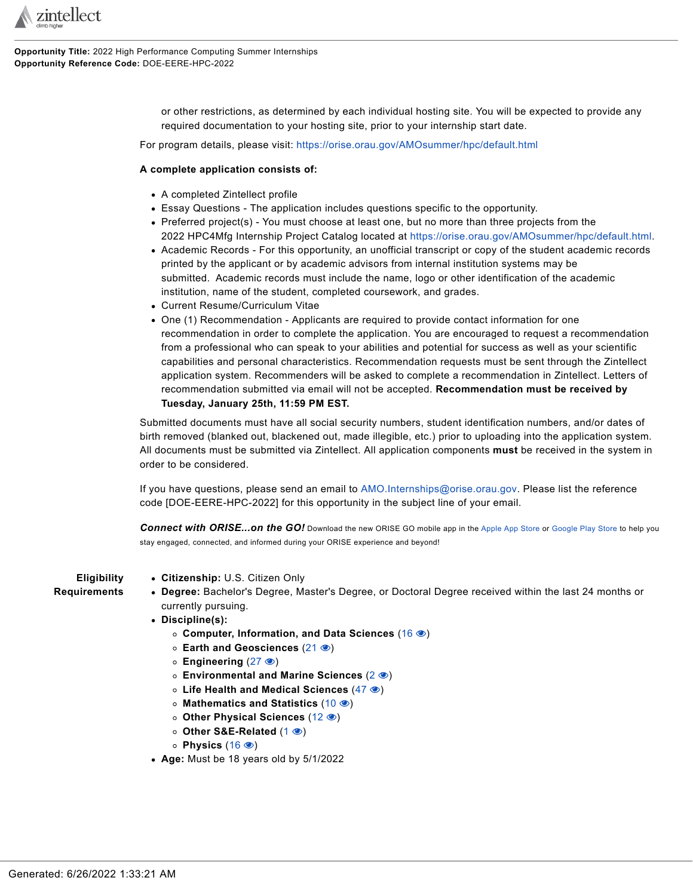or other restrictions, as determined by each individual hosting site. You will be expected to provide any required documentation to your hosting site, prior to your internship start date.

For program details, please visit: https://orise.orau.gov/AMOsummer/hpc/default.html

**A complete application consists of:**

- A completed Zintellect profile
- Essay Questions - The application includes questions specific to the opportunity.
- Preferred project(s) - You must choose at least one, but no more than three projects from the 2022 HPC4Mfg Internship Project Catalog located at https://orise.orau.gov/AMOsummer/hpc/default.html.
- Academic Records - For this opportunity, an unofficial transcript or copy of the student academic records printed by the applicant or by academic advisors from internal institution systems may be submitted. Academic records must include the name, logo or other identification of the academic institution, name of the student, completed coursework, and grades.
- Current Resume/Curriculum Vitae
- One (1) Recommendation - Applicants are required to provide contact information for one recommendation in order to complete the application. You are encouraged to request a recommendation from a professional who can speak to your abilities and potential for success as well as your scientific capabilities and personal characteristics. Recommendation requests must be sent through the Zintellect application system. Recommenders will be asked to complete a recommendation in Zintellect. Letters of recommendation submitted via email will not be accepted. **Recommendation must be received by Tuesday, January 25th, 11:59 PM EST.**

Submitted documents must have all social security numbers, student identification numbers, and/or dates of birth removed (blanked out, blackened out, made illegible, etc.) prior to uploading into the application system. All documents must be submitted via Zintellect. All application components **must** be received in the system in order to be considered.

If you have questions, please send an email to AMO.Internships@orise.orau.gov. Please list the reference code [DOE-EERE-HPC-2022] for this opportunity in the subject line of your email.

***Connect with ORISE...on the GO!*** Download the new ORISE GO mobile app in the Apple App Store or Google Play Store to help you stay engaged, connected, and informed during your ORISE experience and beyond!

**Eligibility Requirements**

- **Citizenship:** U.S. Citizen Only
- **Degree:** Bachelor's Degree, Master's Degree, or Doctoral Degree received within the last 24 months or currently pursuing.
- **Discipline(s):**
  - **Computer, Information, and Data Sciences** (16)
  - **Earth and Geosciences** (21)
  - **Engineering** (27)
  - **Environmental and Marine Sciences** (2)
  - **Life Health and Medical Sciences** (47)
  - **Mathematics and Statistics** (10)
  - **Other Physical Sciences** (12)
  - **Other S&E-Related** (1)
  - **Physics** (16)
- **Age:** Must be 18 years old by 5/1/2022